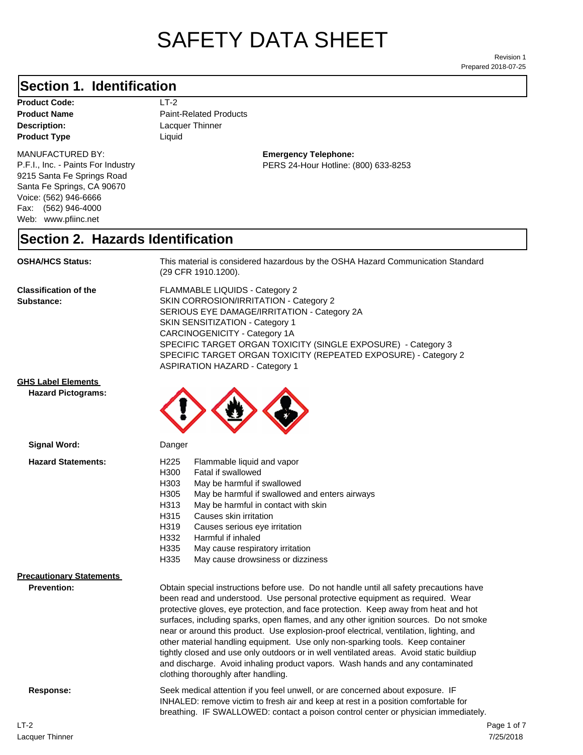# SAFETY DATA SHEET

Revision 1
Prepared 2018-07-25

## Section 1. Identification

| | |
|---|---|
| **Product Code:** | LT-2 |
| **Product Name** | Paint-Related Products |
| **Description:** | Lacquer Thinner |
| **Product Type** | Liquid |

MANUFACTURED BY:
P.F.I., Inc. - Paints For Industry
9215 Santa Fe Springs Road
Santa Fe Springs, CA 90670
Voice: (562) 946-6666
Fax: (562) 946-4000
Web: www.pfiinc.net

**Emergency Telephone:**
PERS 24-Hour Hotline: (800) 633-8253

## Section 2. Hazards Identification

**OSHA/HCS Status:** This material is considered hazardous by the OSHA Hazard Communication Standard (29 CFR 1910.1200).

**Classification of the Substance:**
FLAMMABLE LIQUIDS - Category 2
SKIN CORROSION/IRRITATION - Category 2
SERIOUS EYE DAMAGE/IRRITATION - Category 2A
SKIN SENSITIZATION - Category 1
CARCINOGENICITY - Category 1A
SPECIFIC TARGET ORGAN TOXICITY (SINGLE EXPOSURE) - Category 3
SPECIFIC TARGET ORGAN TOXICITY (REPEATED EXPOSURE) - Category 2
ASPIRATION HAZARD - Category 1

**GHS Label Elements**

**Hazard Pictograms:**

**Signal Word:** Danger

**Hazard Statements:**

| | |
|---|---|
| H225 | Flammable liquid and vapor |
| H300 | Fatal if swallowed |
| H303 | May be harmful if swallowed |
| H305 | May be harmful if swallowed and enters airways |
| H313 | May be harmful in contact with skin |
| H315 | Causes skin irritation |
| H319 | Causes serious eye irritation |
| H332 | Harmful if inhaled |
| H335 | May cause respiratory irritation |
| H335 | May cause drowsiness or dizziness |

**Precautionary Statements**

**Prevention:** Obtain special instructions before use. Do not handle until all safety precautions have been read and understood. Use personal protective equipment as required. Wear protective gloves, eye protection, and face protection. Keep away from heat and hot surfaces, including sparks, open flames, and any other ignition sources. Do not smoke near or around this product. Use explosion-proof electrical, ventilation, lighting, and other material handling equipment. Use only non-sparking tools. Keep container tightly closed and use only outdoors or in well ventilated areas. Avoid static buildiup and discharge. Avoid inhaling product vapors. Wash hands and any contaminated clothing thoroughly after handling.

**Response:** Seek medical attention if you feel unwell, or are concerned about exposure. IF INHALED: remove victim to fresh air and keep at rest in a position comfortable for breathing. IF SWALLOWED: contact a poison control center or physician immediately.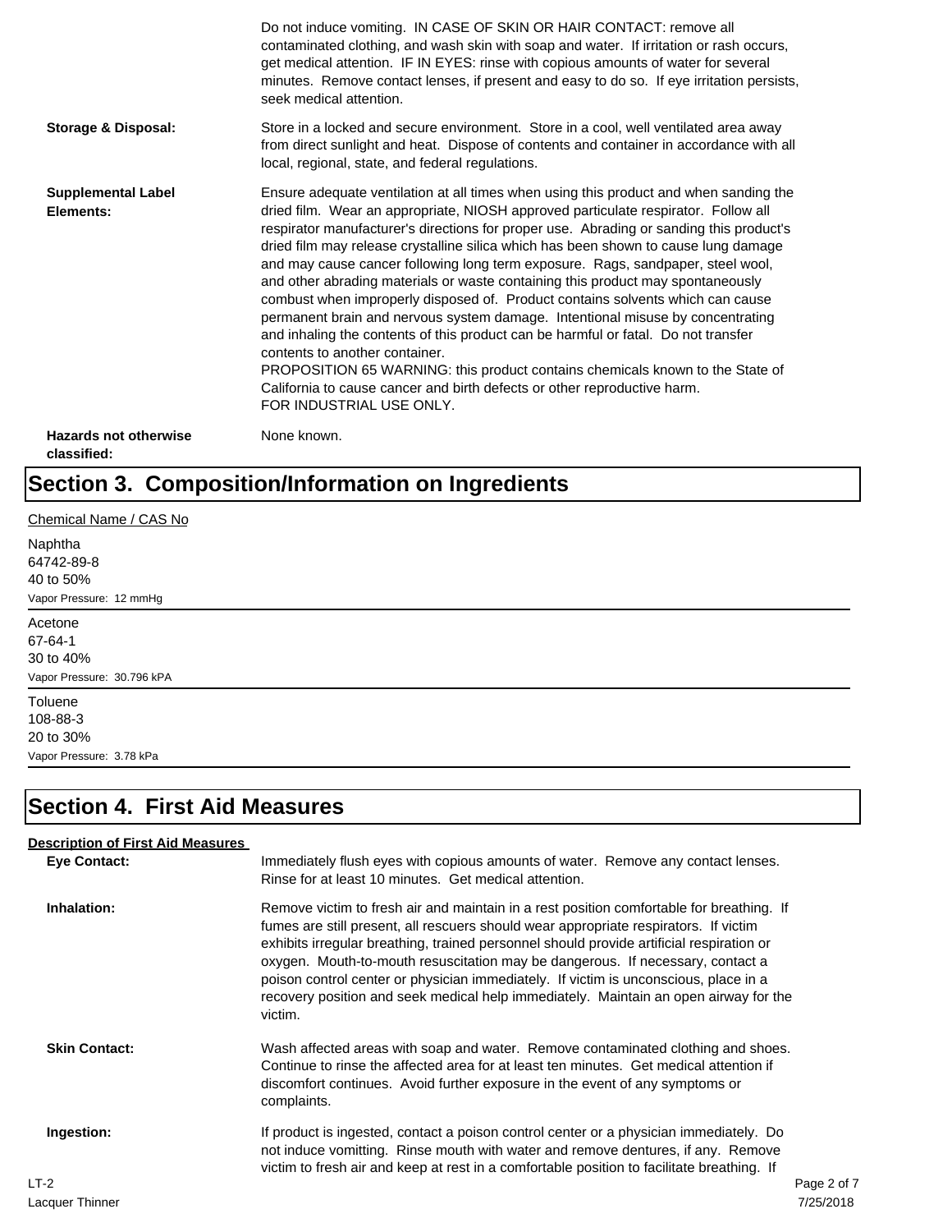Do not induce vomiting. IN CASE OF SKIN OR HAIR CONTACT: remove all contaminated clothing, and wash skin with soap and water. If irritation or rash occurs, get medical attention. IF IN EYES: rinse with copious amounts of water for several minutes. Remove contact lenses, if present and easy to do so. If eye irritation persists, seek medical attention.

**Storage & Disposal:** Store in a locked and secure environment. Store in a cool, well ventilated area away from direct sunlight and heat. Dispose of contents and container in accordance with all local, regional, state, and federal regulations.

**Supplemental Label Elements:** Ensure adequate ventilation at all times when using this product and when sanding the dried film. Wear an appropriate, NIOSH approved particulate respirator. Follow all respirator manufacturer's directions for proper use. Abrading or sanding this product's dried film may release crystalline silica which has been shown to cause lung damage and may cause cancer following long term exposure. Rags, sandpaper, steel wool, and other abrading materials or waste containing this product may spontaneously combust when improperly disposed of. Product contains solvents which can cause permanent brain and nervous system damage. Intentional misuse by concentrating and inhaling the contents of this product can be harmful or fatal. Do not transfer contents to another container.
PROPOSITION 65 WARNING: this product contains chemicals known to the State of California to cause cancer and birth defects or other reproductive harm.
FOR INDUSTRIAL USE ONLY.

**Hazards not otherwise classified:** None known.

# Section 3. Composition/Information on Ingredients

Chemical Name / CAS No

Naphtha
64742-89-8
40 to 50%
Vapor Pressure: 12 mmHg

---

Acetone
67-64-1
30 to 40%
Vapor Pressure: 30.796 kPA

---

Toluene
108-88-3
20 to 30%
Vapor Pressure: 3.78 kPa

---

# Section 4. First Aid Measures

**Description of First Aid Measures**

**Eye Contact:** Immediately flush eyes with copious amounts of water. Remove any contact lenses. Rinse for at least 10 minutes. Get medical attention.

**Inhalation:** Remove victim to fresh air and maintain in a rest position comfortable for breathing. If fumes are still present, all rescuers should wear appropriate respirators. If victim exhibits irregular breathing, trained personnel should provide artificial respiration or oxygen. Mouth-to-mouth resuscitation may be dangerous. If necessary, contact a poison control center or physician immediately. If victim is unconscious, place in a recovery position and seek medical help immediately. Maintain an open airway for the victim.

**Skin Contact:** Wash affected areas with soap and water. Remove contaminated clothing and shoes. Continue to rinse the affected area for at least ten minutes. Get medical attention if discomfort continues. Avoid further exposure in the event of any symptoms or complaints.

**Ingestion:** If product is ingested, contact a poison control center or a physician immediately. Do not induce vomitting. Rinse mouth with water and remove dentures, if any. Remove victim to fresh air and keep at rest in a comfortable position to facilitate breathing. If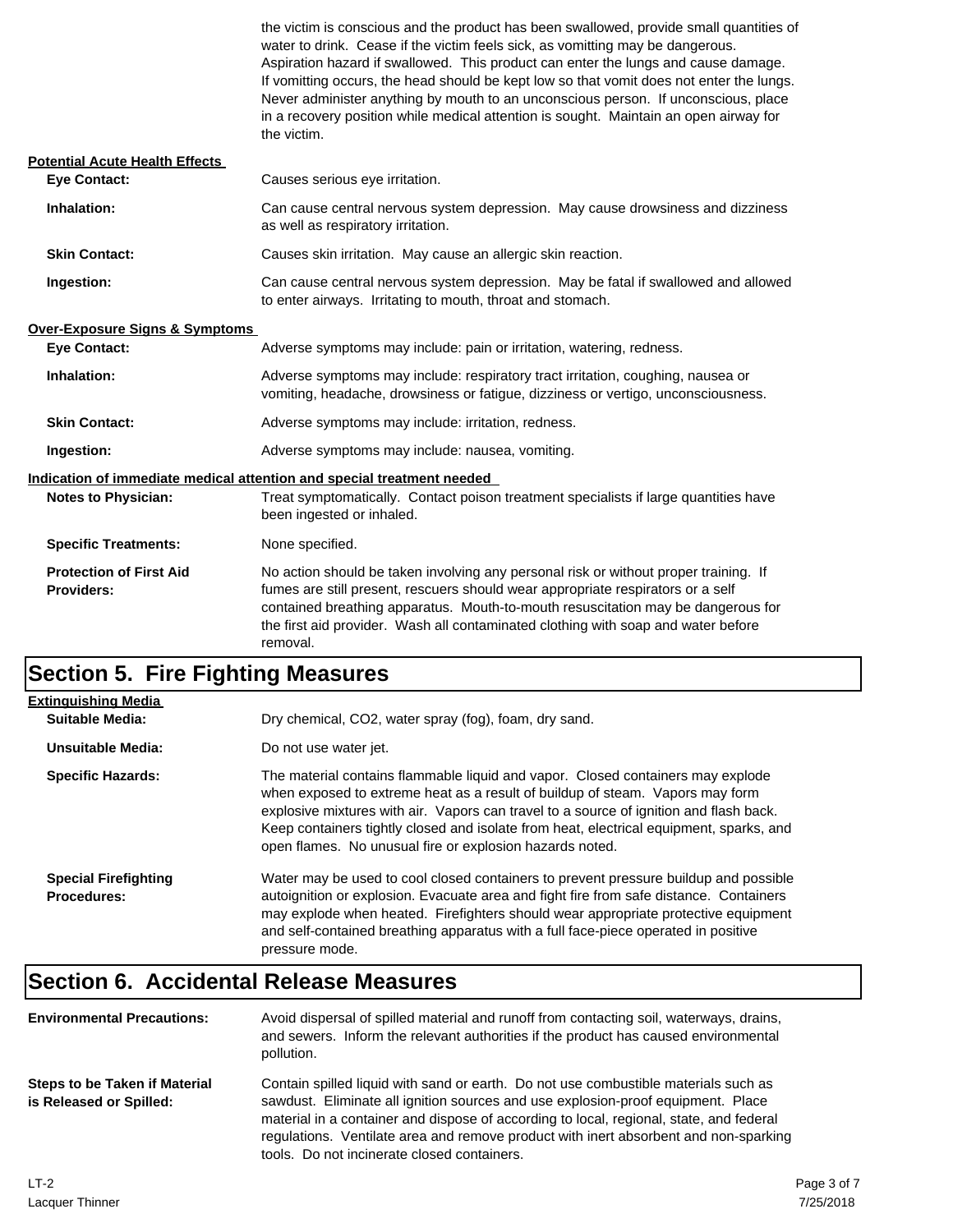the victim is conscious and the product has been swallowed, provide small quantities of water to drink. Cease if the victim feels sick, as vomitting may be dangerous. Aspiration hazard if swallowed. This product can enter the lungs and cause damage. If vomitting occurs, the head should be kept low so that vomit does not enter the lungs. Never administer anything by mouth to an unconscious person. If unconscious, place in a recovery position while medical attention is sought. Maintain an open airway for the victim.

**Potential Acute Health Effects**

**Eye Contact:** Causes serious eye irritation.

**Inhalation:** Can cause central nervous system depression. May cause drowsiness and dizziness as well as respiratory irritation.

**Skin Contact:** Causes skin irritation. May cause an allergic skin reaction.

**Ingestion:** Can cause central nervous system depression. May be fatal if swallowed and allowed to enter airways. Irritating to mouth, throat and stomach.

**Over-Exposure Signs & Symptoms**

**Eye Contact:** Adverse symptoms may include: pain or irritation, watering, redness.

**Inhalation:** Adverse symptoms may include: respiratory tract irritation, coughing, nausea or vomiting, headache, drowsiness or fatigue, dizziness or vertigo, unconsciousness.

**Skin Contact:** Adverse symptoms may include: irritation, redness.

**Ingestion:** Adverse symptoms may include: nausea, vomiting.

**Indication of immediate medical attention and special treatment needed**

**Notes to Physician:** Treat symptomatically. Contact poison treatment specialists if large quantities have been ingested or inhaled.

**Specific Treatments:** None specified.

**Protection of First Aid Providers:** No action should be taken involving any personal risk or without proper training. If fumes are still present, rescuers should wear appropriate respirators or a self contained breathing apparatus. Mouth-to-mouth resuscitation may be dangerous for the first aid provider. Wash all contaminated clothing with soap and water before removal.

## Section 5. Fire Fighting Measures

**Extinguishing Media**

**Suitable Media:** Dry chemical, $CO_2$, water spray (fog), foam, dry sand.

**Unsuitable Media:** Do not use water jet.

**Specific Hazards:** The material contains flammable liquid and vapor. Closed containers may explode when exposed to extreme heat as a result of buildup of steam. Vapors may form explosive mixtures with air. Vapors can travel to a source of ignition and flash back. Keep containers tightly closed and isolate from heat, electrical equipment, sparks, and open flames. No unusual fire or explosion hazards noted.

**Special Firefighting Procedures:** Water may be used to cool closed containers to prevent pressure buildup and possible autoignition or explosion. Evacuate area and fight fire from safe distance. Containers may explode when heated. Firefighters should wear appropriate protective equipment and self-contained breathing apparatus with a full face-piece operated in positive pressure mode.

## Section 6. Accidental Release Measures

**Environmental Precautions:** Avoid dispersal of spilled material and runoff from contacting soil, waterways, drains, and sewers. Inform the relevant authorities if the product has caused environmental pollution.

**Steps to be Taken if Material is Released or Spilled:** Contain spilled liquid with sand or earth. Do not use combustible materials such as sawdust. Eliminate all ignition sources and use explosion-proof equipment. Place material in a container and dispose of according to local, regional, state, and federal regulations. Ventilate area and remove product with inert absorbent and non-sparking tools. Do not incinerate closed containers.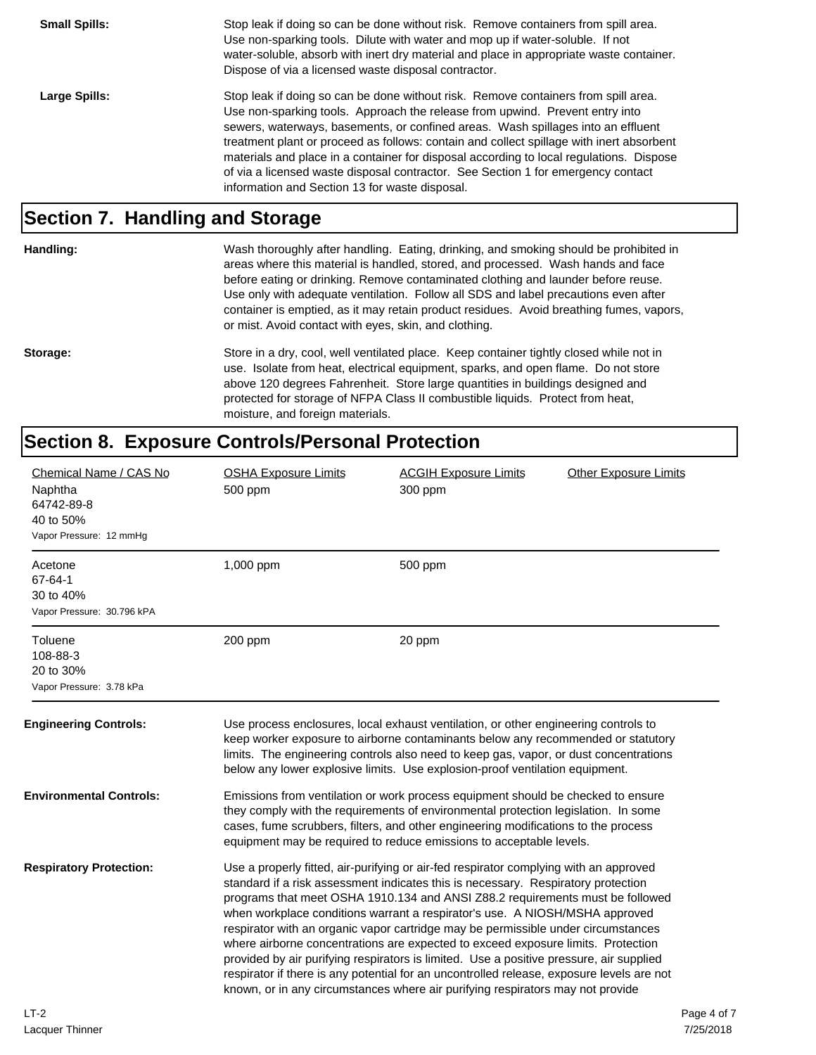**Small Spills:** Stop leak if doing so can be done without risk. Remove containers from spill area. Use non-sparking tools. Dilute with water and mop up if water-soluble. If not water-soluble, absorb with inert dry material and place in appropriate waste container. Dispose of via a licensed waste disposal contractor.

**Large Spills:** Stop leak if doing so can be done without risk. Remove containers from spill area. Use non-sparking tools. Approach the release from upwind. Prevent entry into sewers, waterways, basements, or confined areas. Wash spillages into an effluent treatment plant or proceed as follows: contain and collect spillage with inert absorbent materials and place in a container for disposal according to local regulations. Dispose of via a licensed waste disposal contractor. See Section 1 for emergency contact information and Section 13 for waste disposal.

## Section 7. Handling and Storage

**Handling:** Wash thoroughly after handling. Eating, drinking, and smoking should be prohibited in areas where this material is handled, stored, and processed. Wash hands and face before eating or drinking. Remove contaminated clothing and launder before reuse. Use only with adequate ventilation. Follow all SDS and label precautions even after container is emptied, as it may retain product residues. Avoid breathing fumes, vapors, or mist. Avoid contact with eyes, skin, and clothing.

**Storage:** Store in a dry, cool, well ventilated place. Keep container tightly closed while not in use. Isolate from heat, electrical equipment, sparks, and open flame. Do not store above 120 degrees Fahrenheit. Store large quantities in buildings designed and protected for storage of NFPA Class II combustible liquids. Protect from heat, moisture, and foreign materials.

## Section 8. Exposure Controls/Personal Protection

| Chemical Name / CAS No | OSHA Exposure Limits | ACGIH Exposure Limits | Other Exposure Limits |
|---|---|---|---|
| Naphtha<br>64742-89-8<br>40 to 50%<br>Vapor Pressure: 12 mmHg | 500 ppm | 300 ppm | |
| Acetone<br>67-64-1<br>30 to 40%<br>Vapor Pressure: 30.796 kPA | 1,000 ppm | 500 ppm | |
| Toluene<br>108-88-3<br>20 to 30%<br>Vapor Pressure: 3.78 kPa | 200 ppm | 20 ppm | |

**Engineering Controls:** Use process enclosures, local exhaust ventilation, or other engineering controls to keep worker exposure to airborne contaminants below any recommended or statutory limits. The engineering controls also need to keep gas, vapor, or dust concentrations below any lower explosive limits. Use explosion-proof ventilation equipment.

**Environmental Controls:** Emissions from ventilation or work process equipment should be checked to ensure they comply with the requirements of environmental protection legislation. In some cases, fume scrubbers, filters, and other engineering modifications to the process equipment may be required to reduce emissions to acceptable levels.

**Respiratory Protection:** Use a properly fitted, air-purifying or air-fed respirator complying with an approved standard if a risk assessment indicates this is necessary. Respiratory protection programs that meet OSHA 1910.134 and ANSI Z88.2 requirements must be followed when workplace conditions warrant a respirator's use. A NIOSH/MSHA approved respirator with an organic vapor cartridge may be permissible under circumstances where airborne concentrations are expected to exceed exposure limits. Protection provided by air purifying respirators is limited. Use a positive pressure, air supplied respirator if there is any potential for an uncontrolled release, exposure levels are not known, or in any circumstances where air purifying respirators may not provide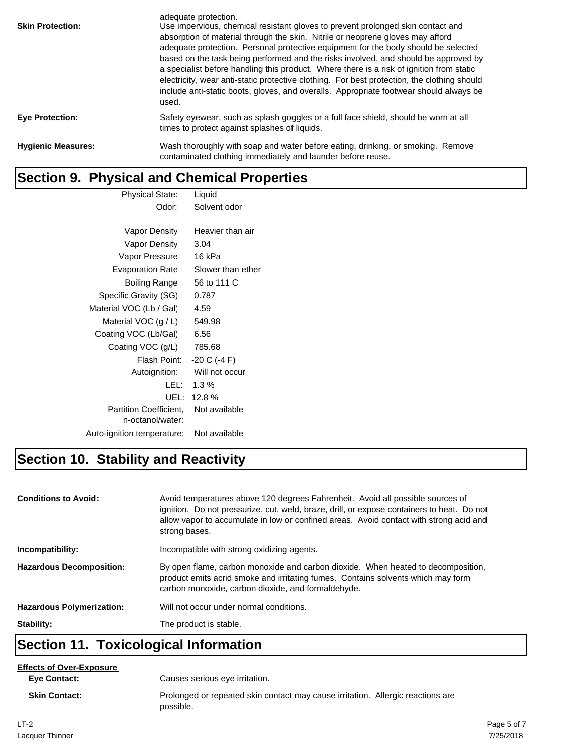adequate protection.

**Skin Protection:** Use impervious, chemical resistant gloves to prevent prolonged skin contact and absorption of material through the skin. Nitrile or neoprene gloves may afford adequate protection. Personal protective equipment for the body should be selected based on the task being performed and the risks involved, and should be approved by a specialist before handling this product. Where there is a risk of ignition from static electricity, wear anti-static protective clothing. For best protection, the clothing should include anti-static boots, gloves, and overalls. Appropriate footwear should always be used.

**Eye Protection:** Safety eyewear, such as splash goggles or a full face shield, should be worn at all times to protect against splashes of liquids.

**Hygienic Measures:** Wash thoroughly with soap and water before eating, drinking, or smoking. Remove contaminated clothing immediately and launder before reuse.

## Section 9. Physical and Chemical Properties

| Property | Value |
|---|---|
| Physical State: | Liquid |
| Odor: | Solvent odor |
| Vapor Density | Heavier than air |
| Vapor Density | 3.04 |
| Vapor Pressure | 16 kPa |
| Evaporation Rate | Slower than ether |
| Boiling Range | 56 to 111 C |
| Specific Gravity (SG) | 0.787 |
| Material VOC (Lb / Gal) | 4.59 |
| Material VOC (g / L) | 549.98 |
| Coating VOC (Lb/Gal) | 6.56 |
| Coating VOC (g/L) | 785.68 |
| Flash Point: | -20 C (-4 F) |
| Autoignition: | Will not occur |
| LEL: | 1.3 % |
| UEL: | 12.8 % |
| Partition Coefficient, n-octanol/water: | Not available |
| Auto-ignition temperature: | Not available |

## Section 10. Stability and Reactivity

**Conditions to Avoid:** Avoid temperatures above 120 degrees Fahrenheit. Avoid all possible sources of ignition. Do not pressurize, cut, weld, braze, drill, or expose containers to heat. Do not allow vapor to accumulate in low or confined areas. Avoid contact with strong acid and strong bases.

**Incompatibility:** Incompatible with strong oxidizing agents.

**Hazardous Decomposition:** By open flame, carbon monoxide and carbon dioxide. When heated to decomposition, product emits acrid smoke and irritating fumes. Contains solvents which may form carbon monoxide, carbon dioxide, and formaldehyde.

**Hazardous Polymerization:** Will not occur under normal conditions.

**Stability:** The product is stable.

## Section 11. Toxicological Information

**Effects of Over-Exposure**

**Eye Contact:** Causes serious eye irritation.

**Skin Contact:** Prolonged or repeated skin contact may cause irritation. Allergic reactions are possible.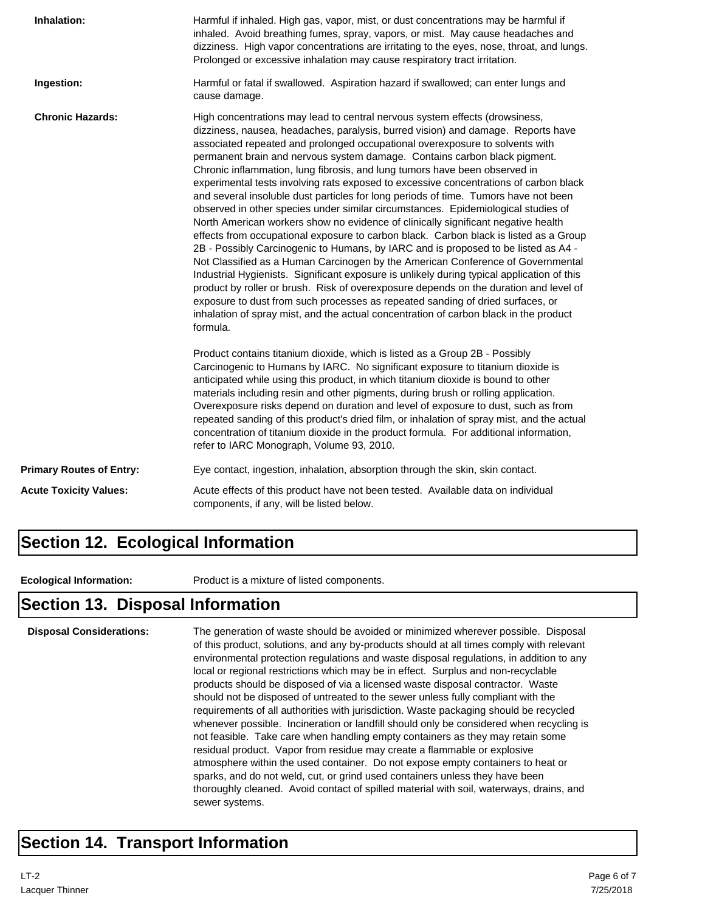**Inhalation:** Harmful if inhaled. High gas, vapor, mist, or dust concentrations may be harmful if inhaled. Avoid breathing fumes, spray, vapors, or mist. May cause headaches and dizziness. High vapor concentrations are irritating to the eyes, nose, throat, and lungs. Prolonged or excessive inhalation may cause respiratory tract irritation.

**Ingestion:** Harmful or fatal if swallowed. Aspiration hazard if swallowed; can enter lungs and cause damage.

**Chronic Hazards:** High concentrations may lead to central nervous system effects (drowsiness, dizziness, nausea, headaches, paralysis, burred vision) and damage. Reports have associated repeated and prolonged occupational overexposure to solvents with permanent brain and nervous system damage. Contains carbon black pigment. Chronic inflammation, lung fibrosis, and lung tumors have been observed in experimental tests involving rats exposed to excessive concentrations of carbon black and several insoluble dust particles for long periods of time. Tumors have not been observed in other species under similar circumstances. Epidemiological studies of North American workers show no evidence of clinically significant negative health effects from occupational exposure to carbon black. Carbon black is listed as a Group 2B - Possibly Carcinogenic to Humans, by IARC and is proposed to be listed as A4 - Not Classified as a Human Carcinogen by the American Conference of Governmental Industrial Hygienists. Significant exposure is unlikely during typical application of this product by roller or brush. Risk of overexposure depends on the duration and level of exposure to dust from such processes as repeated sanding of dried surfaces, or inhalation of spray mist, and the actual concentration of carbon black in the product formula.

Product contains titanium dioxide, which is listed as a Group 2B - Possibly Carcinogenic to Humans by IARC. No significant exposure to titanium dioxide is anticipated while using this product, in which titanium dioxide is bound to other materials including resin and other pigments, during brush or rolling application. Overexposure risks depend on duration and level of exposure to dust, such as from repeated sanding of this product's dried film, or inhalation of spray mist, and the actual concentration of titanium dioxide in the product formula. For additional information, refer to IARC Monograph, Volume 93, 2010.

**Primary Routes of Entry:** Eye contact, ingestion, inhalation, absorption through the skin, skin contact.

**Acute Toxicity Values:** Acute effects of this product have not been tested. Available data on individual components, if any, will be listed below.

## Section 12. Ecological Information

**Ecological Information:** Product is a mixture of listed components.

## Section 13. Disposal Information

**Disposal Considerations:** The generation of waste should be avoided or minimized wherever possible. Disposal of this product, solutions, and any by-products should at all times comply with relevant environmental protection regulations and waste disposal regulations, in addition to any local or regional restrictions which may be in effect. Surplus and non-recyclable products should be disposed of via a licensed waste disposal contractor. Waste should not be disposed of untreated to the sewer unless fully compliant with the requirements of all authorities with jurisdiction. Waste packaging should be recycled whenever possible. Incineration or landfill should only be considered when recycling is not feasible. Take care when handling empty containers as they may retain some residual product. Vapor from residue may create a flammable or explosive atmosphere within the used container. Do not expose empty containers to heat or sparks, and do not weld, cut, or grind used containers unless they have been thoroughly cleaned. Avoid contact of spilled material with soil, waterways, drains, and sewer systems.

## Section 14. Transport Information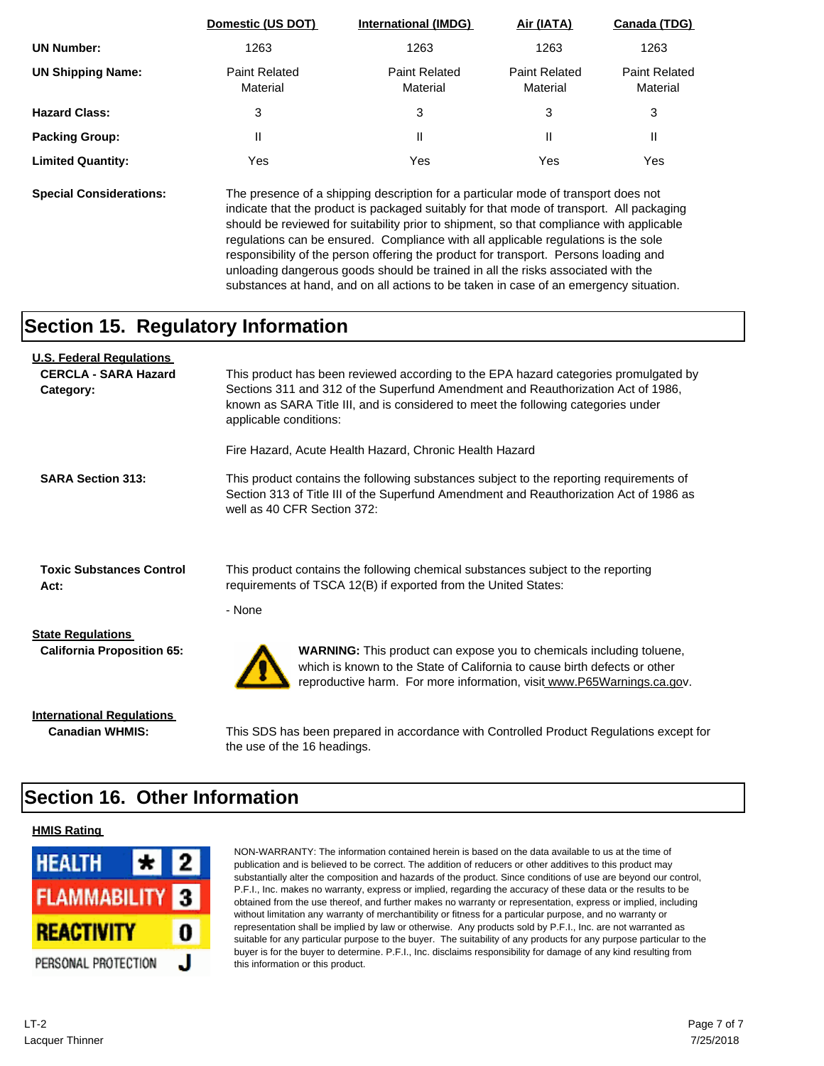| | Domestic (US DOT) | International (IMDG) | Air (IATA) | Canada (TDG) |
|---|---|---|---|---|
| **UN Number:** | 1263 | 1263 | 1263 | 1263 |
| **UN Shipping Name:** | Paint Related Material | Paint Related Material | Paint Related Material | Paint Related Material |
| **Hazard Class:** | 3 | 3 | 3 | 3 |
| **Packing Group:** | II | II | II | II |
| **Limited Quantity:** | Yes | Yes | Yes | Yes |

**Special Considerations:** The presence of a shipping description for a particular mode of transport does not indicate that the product is packaged suitably for that mode of transport. All packaging should be reviewed for suitability prior to shipment, so that compliance with applicable regulations can be ensured. Compliance with all applicable regulations is the sole responsibility of the person offering the product for transport. Persons loading and unloading dangerous goods should be trained in all the risks associated with the substances at hand, and on all actions to be taken in case of an emergency situation.

## Section 15. Regulatory Information

**U.S. Federal Regulations**

**CERCLA - SARA Hazard Category:** This product has been reviewed according to the EPA hazard categories promulgated by Sections 311 and 312 of the Superfund Amendment and Reauthorization Act of 1986, known as SARA Title III, and is considered to meet the following categories under applicable conditions:

Fire Hazard, Acute Health Hazard, Chronic Health Hazard

**SARA Section 313:** This product contains the following substances subject to the reporting requirements of Section 313 of Title III of the Superfund Amendment and Reauthorization Act of 1986 as well as 40 CFR Section 372:

**Toxic Substances Control Act:** This product contains the following chemical substances subject to the reporting requirements of TSCA 12(B) if exported from the United States:

- None

**State Regulations**

**California Proposition 65:** **WARNING:** This product can expose you to chemicals including toluene, which is known to the State of California to cause birth defects or other reproductive harm. For more information, visit www.P65Warnings.ca.gov.

**International Regulations**

**Canadian WHMIS:** This SDS has been prepared in accordance with Controlled Product Regulations except for the use of the 16 headings.

## Section 16. Other Information

**HMIS Rating**

| | | |
|---|---|---|
| HEALTH | * | 2 |
| FLAMMABILITY | | 3 |
| REACTIVITY | | 0 |
| PERSONAL PROTECTION | | J |

NON-WARRANTY: The information contained herein is based on the data available to us at the time of publication and is believed to be correct. The addition of reducers or other additives to this product may substantially alter the composition and hazards of the product. Since conditions of use are beyond our control, P.F.I., Inc. makes no warranty, express or implied, regarding the accuracy of these data or the results to be obtained from the use thereof, and further makes no warranty or representation, express or implied, including without limitation any warranty of merchantability or fitness for a particular purpose, and no warranty or representation shall be implied by law or otherwise. Any products sold by P.F.I., Inc. are not warranted as suitable for any particular purpose to the buyer. The suitability of any products for any purpose particular to the buyer is for the buyer to determine. P.F.I., Inc. disclaims responsibility for damage of any kind resulting from this information or this product.

LT-2
Lacquer Thinner

7/25/2018